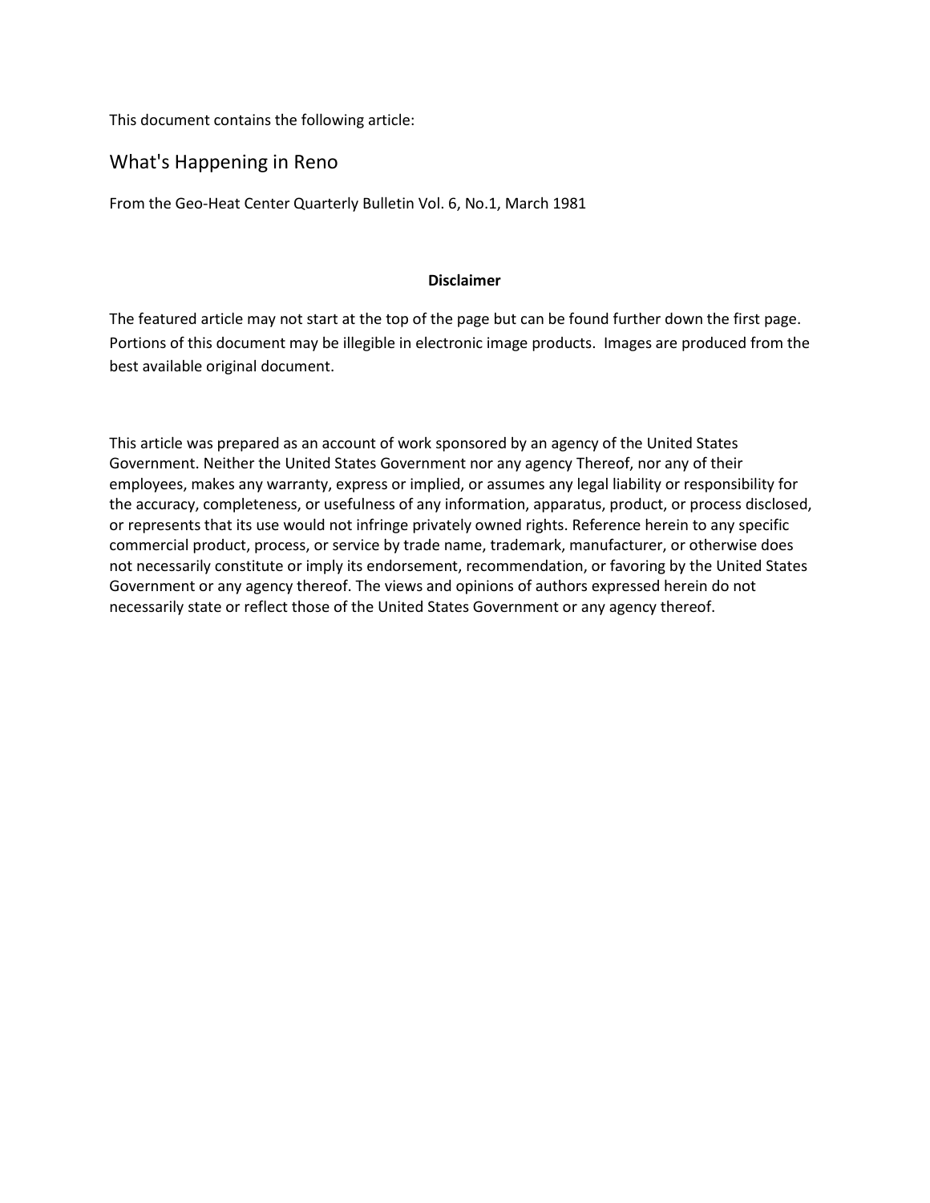This document contains the following article:

# What's Happening in Reno

From the Geo-Heat Center Quarterly Bulletin Vol. 6, No.1, March 1981

**Disclaimer**

The featured article may not start at the top of the page but can be found further down the first page. Portions of this document may be illegible in electronic image products. Images are produced from the best available original document.

This article was prepared as an account of work sponsored by an agency of the United States Government. Neither the United States Government nor any agency Thereof, nor any of their employees, makes any warranty, express or implied, or assumes any legal liability or responsibility for the accuracy, completeness, or usefulness of any information, apparatus, product, or process disclosed, or represents that its use would not infringe privately owned rights. Reference herein to any specific commercial product, process, or service by trade name, trademark, manufacturer, or otherwise does not necessarily constitute or imply its endorsement, recommendation, or favoring by the United States Government or any agency thereof. The views and opinions of authors expressed herein do not necessarily state or reflect those of the United States Government or any agency thereof.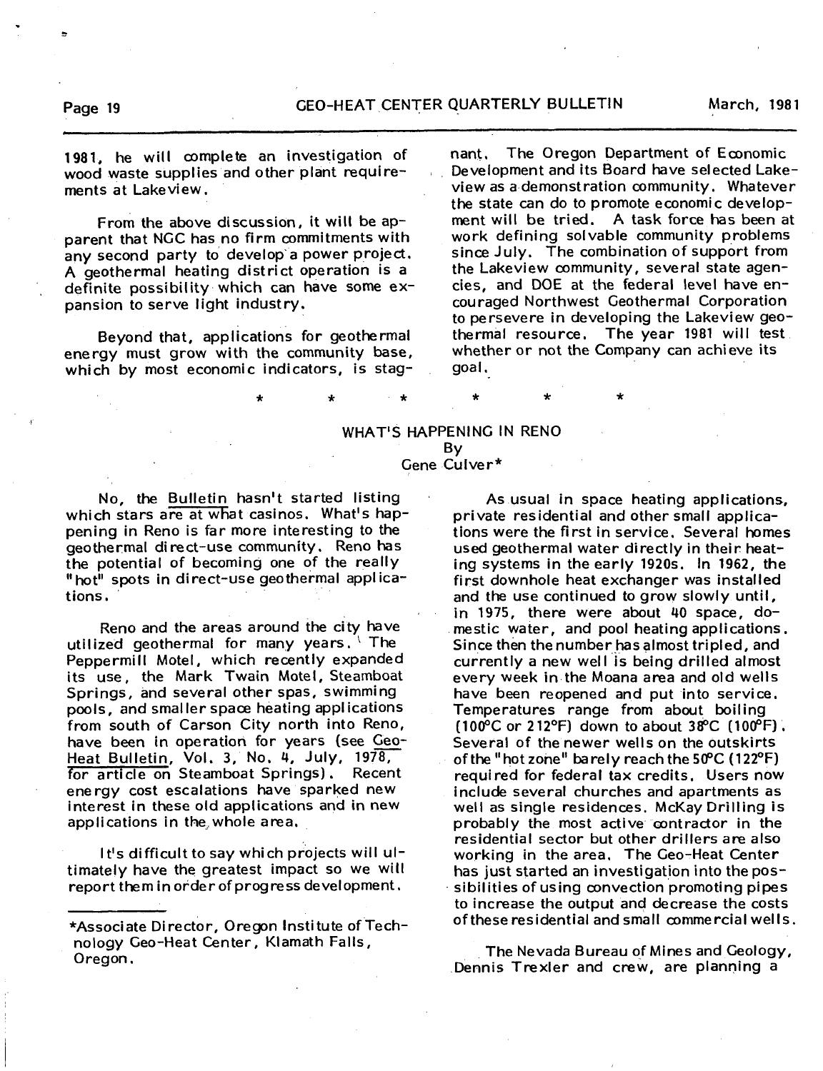1981, he will complete an investigation of wood waste supplies and other plant requirements at Lakeview.

From the above discussion, it will be apparent that NGC has no firm commitments with any second party to develop a power project. A geothermal heating district operation is a definite possibility which can have some expansion to serve light industry.

Beyond that, applications for geothermal energy must grow with the community base, which by most economic indicators, is stagnant. The Oregon Department of Economic Development and its Board have selected Lakeview as a demonstration community. Whatever the state can do to promote economic development will be tried. A task force has been at work defining solvable community problems since July. The combination of support from the Lakeview community, several state agencies, and DOE at the federal level have encouraged Northwest Geothermal Corporation to persevere in developing the Lakeview geothermal resource. The year 1981 will test whether or not the Company can achieve its goal.

\* \* \* \* \* \*

## WHAT'S HAPPENING IN RENO

By

Gene Culver*

No, the Bulletin hasn't started listing which stars are at what casinos. What's happening in Reno is far more interesting to the geothermal direct-use community. Reno has the potential of becoming one of the really "hot" spots in direct-use geothermal applications.

Reno and the areas around the city have utilized geothermal for many years. The Peppermill Motel, which recently expanded its use, the Mark Twain Motel, Steamboat Springs, and several other spas, swimming pools, and smaller space heating applications from south of Carson City north into Reno, have been in operation for years (see Geo-Heat Bulletin, Vol. 3, No. 4, July, 1978, for article on Steamboat Springs). Recent energy cost escalations have sparked new interest in these old applications and in new applications in the whole area.

It's difficult to say which projects will ultimately have the greatest impact so we will report them in order of progress development.

As usual in space heating applications, private residential and other small applications were the first in service. Several homes used geothermal water directly in their heating systems in the early 1920s. In 1962, the first downhole heat exchanger was installed and the use continued to grow slowly until, in 1975, there were about 40 space, domestic water, and pool heating applications. Since then the number has almost tripled, and currently a new well is being drilled almost every week in the Moana area and old wells have been reopened and put into service. Temperatures range from about boiling (100°C or 212°F) down to about 38°C (100°F). Several of the newer wells on the outskirts of the "hot zone" barely reach the 50°C (122°F) required for federal tax credits. Users now include several churches and apartments as well as single residences. McKay Drilling is probably the most active contractor in the residential sector but other drillers are also working in the area. The Geo-Heat Center has just started an investigation into the possibilities of using convection promoting pipes to increase the output and decrease the costs of these residential and small commercial wells.

The Nevada Bureau of Mines and Geology, Dennis Trexler and crew, are planning a

*Associate Director, Oregon Institute of Technology Geo-Heat Center, Klamath Falls, Oregon.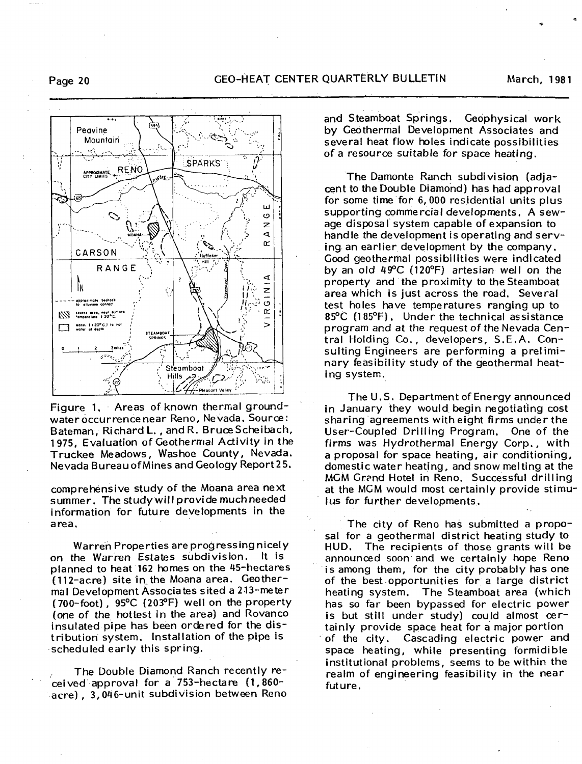Figure 1. Areas of known thermal groundwater occurrence near Reno, Nevada. Source: Bateman, Richard L., and R. Bruce Scheibach, 1975, Evaluation of Geothermal Activity in the Truckee Meadows, Washoe County, Nevada. Nevada Bureau of Mines and Geology Report 25.

comprehensive study of the Moana area next summer. The study will provide much needed information for future developments in the area.

Warren Properties are progressing nicely on the Warren Estates subdivision. It is planned to heat 162 homes on the 45-hectares (112-acre) site in the Moana area. Geothermal Development Associates sited a 213-meter (700-foot), 95°C (203°F) well on the property (one of the hottest in the area) and Rovanco insulated pipe has been ordered for the distribution system. Installation of the pipe is scheduled early this spring.

The Double Diamond Ranch recently received approval for a 753-hectare (1,860-acre), 3,046-unit subdivision between Reno and Steamboat Springs. Geophysical work by Geothermal Development Associates and several heat flow holes indicate possibilities of a resource suitable for space heating.

The Damonte Ranch subdivision (adjacent to the Double Diamond) has had approval for some time for 6,000 residential units plus supporting commercial developments. A sewage disposal system capable of expansion to handle the development is operating and serving an earlier development by the company. Good geothermal possibilities were indicated by an old 49°C (120°F) artesian well on the property and the proximity to the Steamboat area which is just across the road. Several test holes have temperatures ranging up to 85°C (185°F). Under the technical assistance program and at the request of the Nevada Central Holding Co., developers, S.E.A. Consulting Engineers are performing a preliminary feasibility study of the geothermal heating system.

The U.S. Department of Energy announced in January they would begin negotiating cost sharing agreements with eight firms under the User-Coupled Drilling Program. One of the firms was Hydrothermal Energy Corp., with a proposal for space heating, air conditioning, domestic water heating, and snow melting at the MGM Grand Hotel in Reno. Successful drilling at the MGM would most certainly provide stimulus for further developments.

The city of Reno has submitted a proposal for a geothermal district heating study to HUD. The recipients of those grants will be announced soon and we certainly hope Reno is among them, for the city probably has one of the best opportunities for a large district heating system. The Steamboat area (which has so far been bypassed for electric power is but still under study) could almost certainly provide space heat for a major portion of the city. Cascading electric power and space heating, while presenting formidible institutional problems, seems to be within the realm of engineering feasibility in the near future.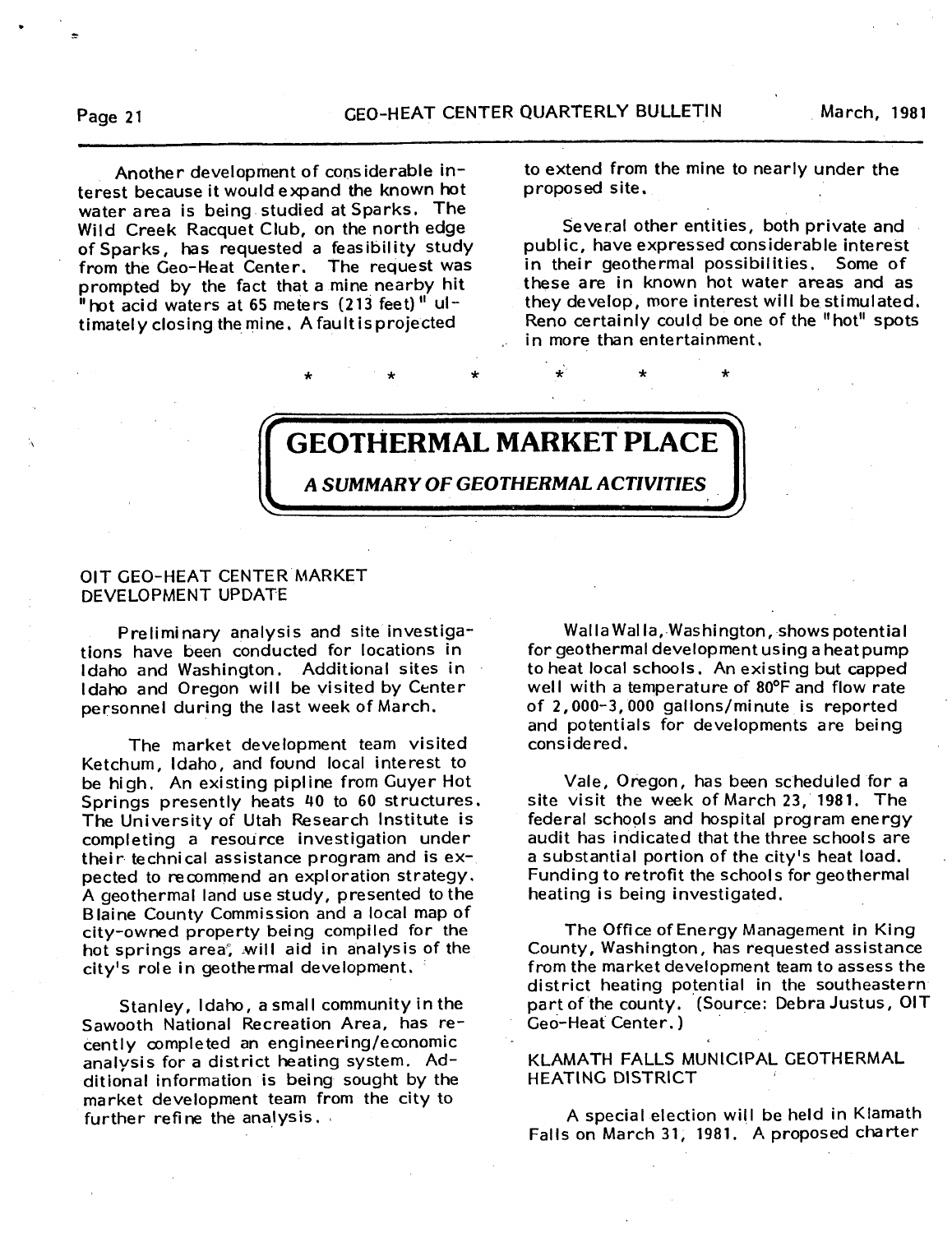Another development of considerable interest because it would expand the known hot water area is being studied at Sparks. The Wild Creek Racquet Club, on the north edge of Sparks, has requested a feasibility study from the Geo-Heat Center. The request was prompted by the fact that a mine nearby hit "hot acid waters at 65 meters (213 feet)" ultimately closing the mine. A fault is projected to extend from the mine to nearly under the proposed site.

Several other entities, both private and public, have expressed considerable interest in their geothermal possibilities. Some of these are in known hot water areas and as they develop, more interest will be stimulated. Reno certainly could be one of the "hot" spots in more than entertainment.

\* \* \* \* \* \*

# GEOTHERMAL MARKET PLACE

***A SUMMARY OF GEOTHERMAL ACTIVITIES***

## OIT GEO-HEAT CENTER MARKET DEVELOPMENT UPDATE

Preliminary analysis and site investigations have been conducted for locations in Idaho and Washington. Additional sites in Idaho and Oregon will be visited by Center personnel during the last week of March.

The market development team visited Ketchum, Idaho, and found local interest to be high. An existing pipline from Guyer Hot Springs presently heats 40 to 60 structures. The University of Utah Research Institute is completing a resource investigation under their technical assistance program and is expected to recommend an exploration strategy. A geothermal land use study, presented to the Blaine County Commission and a local map of city-owned property being compiled for the hot springs area, will aid in analysis of the city's role in geothermal development.

Stanley, Idaho, a small community in the Sawooth National Recreation Area, has recently completed an engineering/economic analysis for a district heating system. Additional information is being sought by the market development team from the city to further refine the analysis.

Walla Walla, Washington, shows potential for geothermal development using a heat pump to heat local schools. An existing but capped well with a temperature of 80°F and flow rate of 2,000-3,000 gallons/minute is reported and potentials for developments are being considered.

Vale, Oregon, has been scheduled for a site visit the week of March 23, 1981. The federal schools and hospital program energy audit has indicated that the three schools are a substantial portion of the city's heat load. Funding to retrofit the schools for geothermal heating is being investigated.

The Office of Energy Management in King County, Washington, has requested assistance from the market development team to assess the district heating potential in the southeastern part of the county. (Source: Debra Justus, OIT Geo-Heat Center.)

## KLAMATH FALLS MUNICIPAL GEOTHERMAL HEATING DISTRICT

A special election will be held in Klamath Falls on March 31, 1981. A proposed charter